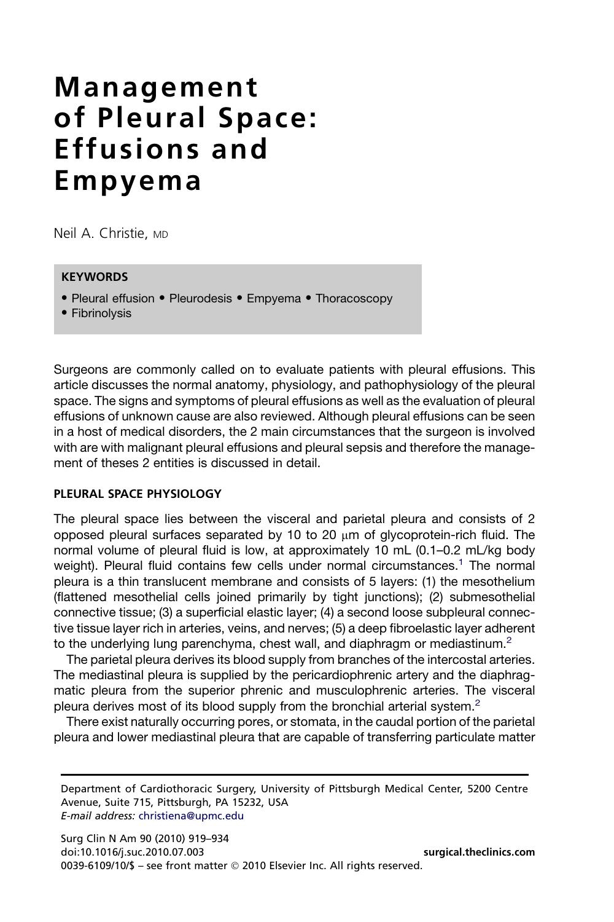# Management of Pleural Space: Effusions and Empyema

Neil A. Christie, MD

**KEYWORDS**

- Pleural effusion • Pleurodesis • Empyema • Thoracoscopy
- Fibrinolysis

Surgeons are commonly called on to evaluate patients with pleural effusions. This article discusses the normal anatomy, physiology, and pathophysiology of the pleural space. The signs and symptoms of pleural effusions as well as the evaluation of pleural effusions of unknown cause are also reviewed. Although pleural effusions can be seen in a host of medical disorders, the 2 main circumstances that the surgeon is involved with are with malignant pleural effusions and pleural sepsis and therefore the management of theses 2 entities is discussed in detail.

## PLEURAL SPACE PHYSIOLOGY

The pleural space lies between the visceral and parietal pleura and consists of 2 opposed pleural surfaces separated by 10 to 20 μm of glycoprotein-rich fluid. The normal volume of pleural fluid is low, at approximately 10 mL (0.1–0.2 mL/kg body weight). Pleural fluid contains few cells under normal circumstances.[1] The normal pleura is a thin translucent membrane and consists of 5 layers: (1) the mesothelium (flattened mesothelial cells joined primarily by tight junctions); (2) submesothelial connective tissue; (3) a superficial elastic layer; (4) a second loose subpleural connective tissue layer rich in arteries, veins, and nerves; (5) a deep fibroelastic layer adherent to the underlying lung parenchyma, chest wall, and diaphragm or mediastinum.[2]

The parietal pleura derives its blood supply from branches of the intercostal arteries. The mediastinal pleura is supplied by the pericardiophrenic artery and the diaphragmatic pleura from the superior phrenic and musculophrenic arteries. The visceral pleura derives most of its blood supply from the bronchial arterial system.[2]

There exist naturally occurring pores, or stomata, in the caudal portion of the parietal pleura and lower mediastinal pleura that are capable of transferring particulate matter

Department of Cardiothoracic Surgery, University of Pittsburgh Medical Center, 5200 Centre Avenue, Suite 715, Pittsburgh, PA 15232, USA
*E-mail address:* christiena@upmc.edu

Surg Clin N Am 90 (2010) 919–934
doi:10.1016/j.suc.2010.07.003
0039-6109/10/$ – see front matter © 2010 Elsevier Inc. All rights reserved.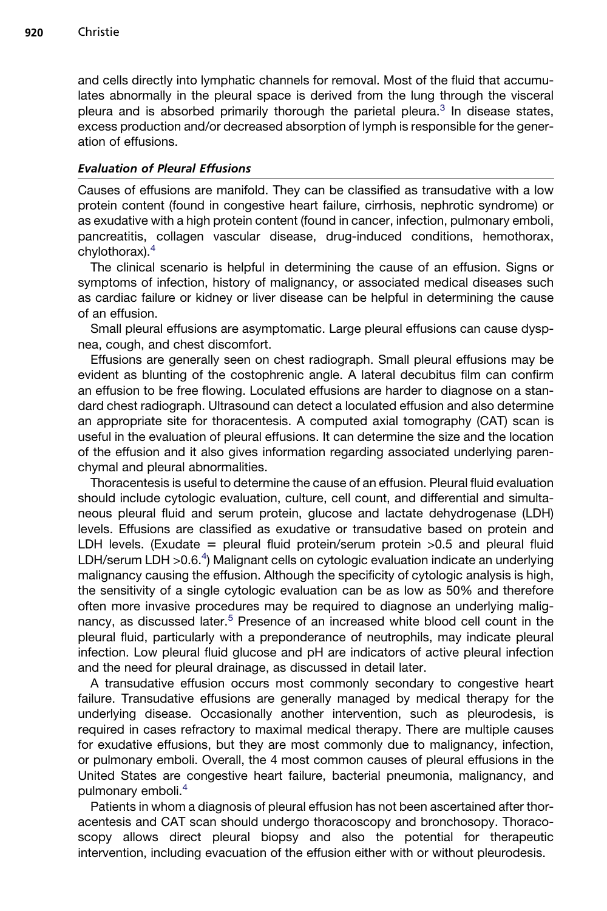and cells directly into lymphatic channels for removal. Most of the fluid that accumulates abnormally in the pleural space is derived from the lung through the visceral pleura and is absorbed primarily thorough the parietal pleura.[3] In disease states, excess production and/or decreased absorption of lymph is responsible for the generation of effusions.

### *Evaluation of Pleural Effusions*

Causes of effusions are manifold. They can be classified as transudative with a low protein content (found in congestive heart failure, cirrhosis, nephrotic syndrome) or as exudative with a high protein content (found in cancer, infection, pulmonary emboli, pancreatitis, collagen vascular disease, drug-induced conditions, hemothorax, chylothorax).[4]

The clinical scenario is helpful in determining the cause of an effusion. Signs or symptoms of infection, history of malignancy, or associated medical diseases such as cardiac failure or kidney or liver disease can be helpful in determining the cause of an effusion.

Small pleural effusions are asymptomatic. Large pleural effusions can cause dyspnea, cough, and chest discomfort.

Effusions are generally seen on chest radiograph. Small pleural effusions may be evident as blunting of the costophrenic angle. A lateral decubitus film can confirm an effusion to be free flowing. Loculated effusions are harder to diagnose on a standard chest radiograph. Ultrasound can detect a loculated effusion and also determine an appropriate site for thoracentesis. A computed axial tomography (CAT) scan is useful in the evaluation of pleural effusions. It can determine the size and the location of the effusion and it also gives information regarding associated underlying parenchymal and pleural abnormalities.

Thoracentesis is useful to determine the cause of an effusion. Pleural fluid evaluation should include cytologic evaluation, culture, cell count, and differential and simultaneous pleural fluid and serum protein, glucose and lactate dehydrogenase (LDH) levels. Effusions are classified as exudative or transudative based on protein and LDH levels. (Exudate = pleural fluid protein/serum protein >0.5 and pleural fluid LDH/serum LDH >0.6.[4]) Malignant cells on cytologic evaluation indicate an underlying malignancy causing the effusion. Although the specificity of cytologic analysis is high, the sensitivity of a single cytologic evaluation can be as low as 50% and therefore often more invasive procedures may be required to diagnose an underlying malignancy, as discussed later.[5] Presence of an increased white blood cell count in the pleural fluid, particularly with a preponderance of neutrophils, may indicate pleural infection. Low pleural fluid glucose and pH are indicators of active pleural infection and the need for pleural drainage, as discussed in detail later.

A transudative effusion occurs most commonly secondary to congestive heart failure. Transudative effusions are generally managed by medical therapy for the underlying disease. Occasionally another intervention, such as pleurodesis, is required in cases refractory to maximal medical therapy. There are multiple causes for exudative effusions, but they are most commonly due to malignancy, infection, or pulmonary emboli. Overall, the 4 most common causes of pleural effusions in the United States are congestive heart failure, bacterial pneumonia, malignancy, and pulmonary emboli.[4]

Patients in whom a diagnosis of pleural effusion has not been ascertained after thoracentesis and CAT scan should undergo thoracoscopy and bronchosopy. Thoracoscopy allows direct pleural biopsy and also the potential for therapeutic intervention, including evacuation of the effusion either with or without pleurodesis.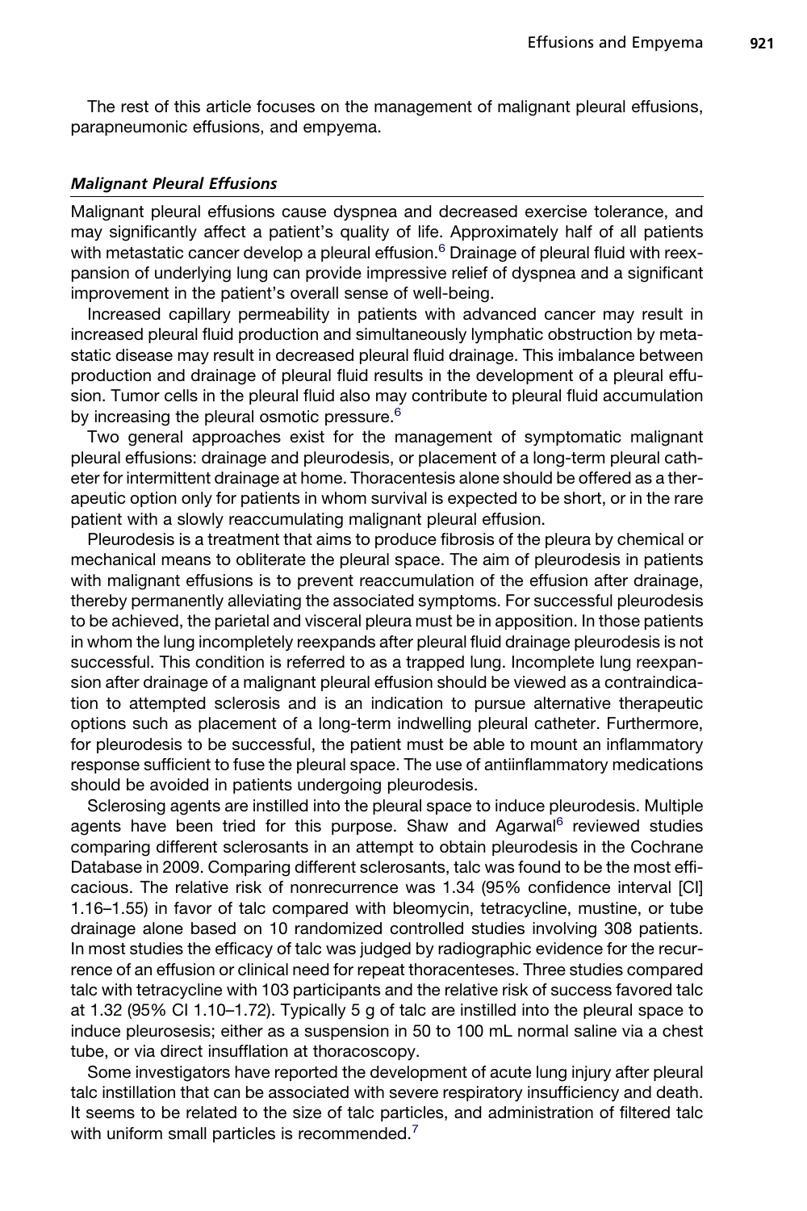The rest of this article focuses on the management of malignant pleural effusions, parapneumonic effusions, and empyema.

### *Malignant Pleural Effusions*

Malignant pleural effusions cause dyspnea and decreased exercise tolerance, and may significantly affect a patient's quality of life. Approximately half of all patients with metastatic cancer develop a pleural effusion.[6] Drainage of pleural fluid with reexpansion of underlying lung can provide impressive relief of dyspnea and a significant improvement in the patient's overall sense of well-being.

Increased capillary permeability in patients with advanced cancer may result in increased pleural fluid production and simultaneously lymphatic obstruction by metastatic disease may result in decreased pleural fluid drainage. This imbalance between production and drainage of pleural fluid results in the development of a pleural effusion. Tumor cells in the pleural fluid also may contribute to pleural fluid accumulation by increasing the pleural osmotic pressure.[6]

Two general approaches exist for the management of symptomatic malignant pleural effusions: drainage and pleurodesis, or placement of a long-term pleural catheter for intermittent drainage at home. Thoracentesis alone should be offered as a therapeutic option only for patients in whom survival is expected to be short, or in the rare patient with a slowly reaccumulating malignant pleural effusion.

Pleurodesis is a treatment that aims to produce fibrosis of the pleura by chemical or mechanical means to obliterate the pleural space. The aim of pleurodesis in patients with malignant effusions is to prevent reaccumulation of the effusion after drainage, thereby permanently alleviating the associated symptoms. For successful pleurodesis to be achieved, the parietal and visceral pleura must be in apposition. In those patients in whom the lung incompletely reexpands after pleural fluid drainage pleurodesis is not successful. This condition is referred to as a trapped lung. Incomplete lung reexpansion after drainage of a malignant pleural effusion should be viewed as a contraindication to attempted sclerosis and is an indication to pursue alternative therapeutic options such as placement of a long-term indwelling pleural catheter. Furthermore, for pleurodesis to be successful, the patient must be able to mount an inflammatory response sufficient to fuse the pleural space. The use of antiinflammatory medications should be avoided in patients undergoing pleurodesis.

Sclerosing agents are instilled into the pleural space to induce pleurodesis. Multiple agents have been tried for this purpose. Shaw and Agarwal[6] reviewed studies comparing different sclerosants in an attempt to obtain pleurodesis in the Cochrane Database in 2009. Comparing different sclerosants, talc was found to be the most efficacious. The relative risk of nonrecurrence was 1.34 (95% confidence interval [CI] 1.16–1.55) in favor of talc compared with bleomycin, tetracycline, mustine, or tube drainage alone based on 10 randomized controlled studies involving 308 patients. In most studies the efficacy of talc was judged by radiographic evidence for the recurrence of an effusion or clinical need for repeat thoracenteses. Three studies compared talc with tetracycline with 103 participants and the relative risk of success favored talc at 1.32 (95% CI 1.10–1.72). Typically 5 g of talc are instilled into the pleural space to induce pleurosesis; either as a suspension in 50 to 100 mL normal saline via a chest tube, or via direct insufflation at thoracoscopy.

Some investigators have reported the development of acute lung injury after pleural talc instillation that can be associated with severe respiratory insufficiency and death. It seems to be related to the size of talc particles, and administration of filtered talc with uniform small particles is recommended.[7]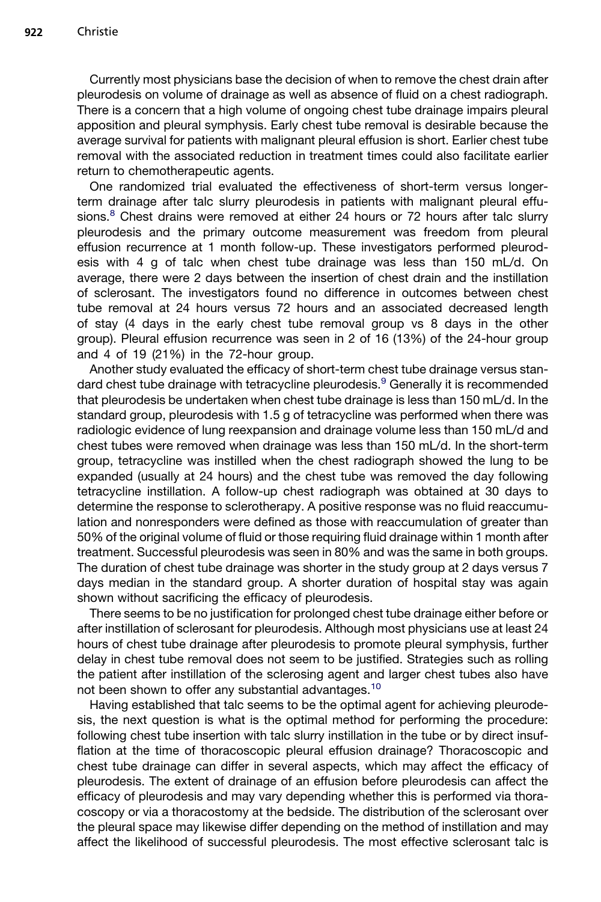Currently most physicians base the decision of when to remove the chest drain after pleurodesis on volume of drainage as well as absence of fluid on a chest radiograph. There is a concern that a high volume of ongoing chest tube drainage impairs pleural apposition and pleural symphysis. Early chest tube removal is desirable because the average survival for patients with malignant pleural effusion is short. Earlier chest tube removal with the associated reduction in treatment times could also facilitate earlier return to chemotherapeutic agents.

One randomized trial evaluated the effectiveness of short-term versus longer-term drainage after talc slurry pleurodesis in patients with malignant pleural effusions.[8] Chest drains were removed at either 24 hours or 72 hours after talc slurry pleurodesis and the primary outcome measurement was freedom from pleural effusion recurrence at 1 month follow-up. These investigators performed pleurodesis with 4 g of talc when chest tube drainage was less than 150 mL/d. On average, there were 2 days between the insertion of chest drain and the instillation of sclerosant. The investigators found no difference in outcomes between chest tube removal at 24 hours versus 72 hours and an associated decreased length of stay (4 days in the early chest tube removal group vs 8 days in the other group). Pleural effusion recurrence was seen in 2 of 16 (13%) of the 24-hour group and 4 of 19 (21%) in the 72-hour group.

Another study evaluated the efficacy of short-term chest tube drainage versus standard chest tube drainage with tetracycline pleurodesis.[9] Generally it is recommended that pleurodesis be undertaken when chest tube drainage is less than 150 mL/d. In the standard group, pleurodesis with 1.5 g of tetracycline was performed when there was radiologic evidence of lung reexpansion and drainage volume less than 150 mL/d and chest tubes were removed when drainage was less than 150 mL/d. In the short-term group, tetracycline was instilled when the chest radiograph showed the lung to be expanded (usually at 24 hours) and the chest tube was removed the day following tetracycline instillation. A follow-up chest radiograph was obtained at 30 days to determine the response to sclerotherapy. A positive response was no fluid reaccumulation and nonresponders were defined as those with reaccumulation of greater than 50% of the original volume of fluid or those requiring fluid drainage within 1 month after treatment. Successful pleurodesis was seen in 80% and was the same in both groups. The duration of chest tube drainage was shorter in the study group at 2 days versus 7 days median in the standard group. A shorter duration of hospital stay was again shown without sacrificing the efficacy of pleurodesis.

There seems to be no justification for prolonged chest tube drainage either before or after instillation of sclerosant for pleurodesis. Although most physicians use at least 24 hours of chest tube drainage after pleurodesis to promote pleural symphysis, further delay in chest tube removal does not seem to be justified. Strategies such as rolling the patient after instillation of the sclerosing agent and larger chest tubes also have not been shown to offer any substantial advantages.[10]

Having established that talc seems to be the optimal agent for achieving pleurodesis, the next question is what is the optimal method for performing the procedure: following chest tube insertion with talc slurry instillation in the tube or by direct insufflation at the time of thoracoscopic pleural effusion drainage? Thoracoscopic and chest tube drainage can differ in several aspects, which may affect the efficacy of pleurodesis. The extent of drainage of an effusion before pleurodesis can affect the efficacy of pleurodesis and may vary depending whether this is performed via thoracoscopy or via a thoracostomy at the bedside. The distribution of the sclerosant over the pleural space may likewise differ depending on the method of instillation and may affect the likelihood of successful pleurodesis. The most effective sclerosant talc is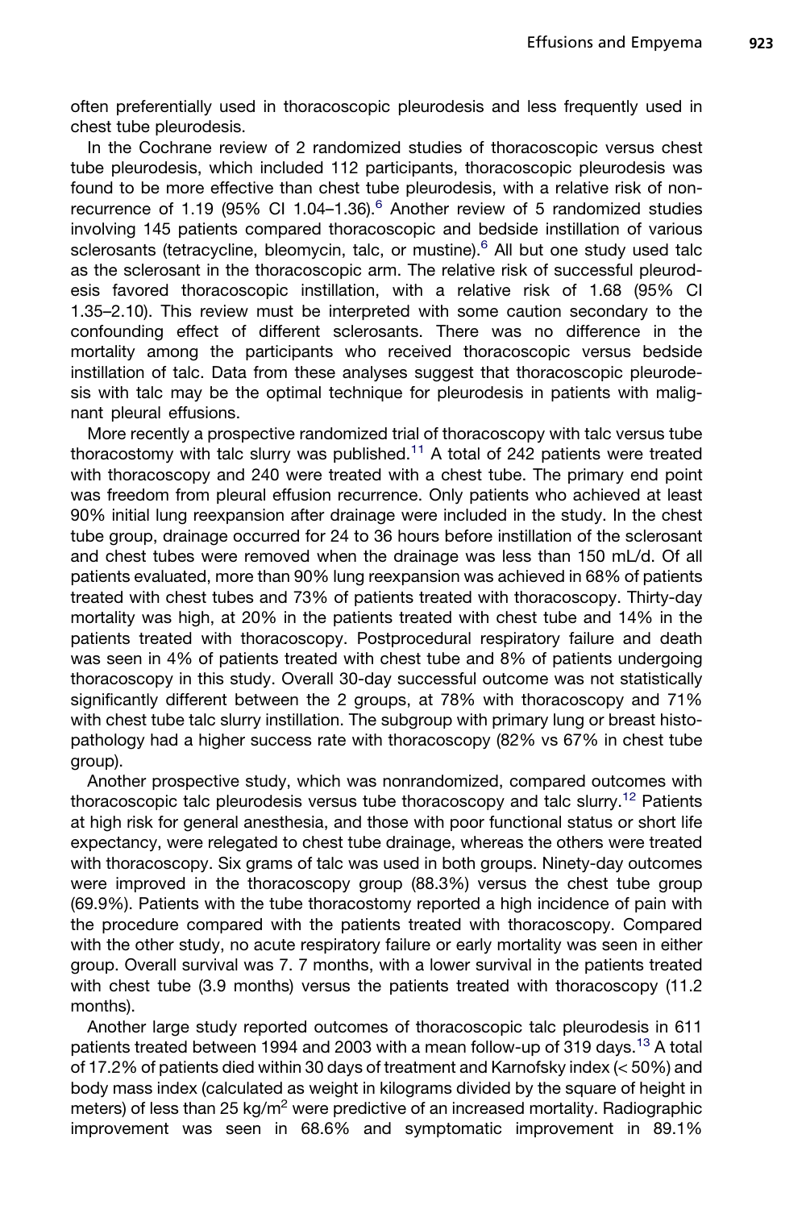often preferentially used in thoracoscopic pleurodesis and less frequently used in chest tube pleurodesis.

In the Cochrane review of 2 randomized studies of thoracoscopic versus chest tube pleurodesis, which included 112 participants, thoracoscopic pleurodesis was found to be more effective than chest tube pleurodesis, with a relative risk of nonrecurrence of 1.19 (95% CI 1.04–1.36).[6] Another review of 5 randomized studies involving 145 patients compared thoracoscopic and bedside instillation of various sclerosants (tetracycline, bleomycin, talc, or mustine).[6] All but one study used talc as the sclerosant in the thoracoscopic arm. The relative risk of successful pleurodesis favored thoracoscopic instillation, with a relative risk of 1.68 (95% CI 1.35–2.10). This review must be interpreted with some caution secondary to the confounding effect of different sclerosants. There was no difference in the mortality among the participants who received thoracoscopic versus bedside instillation of talc. Data from these analyses suggest that thoracoscopic pleurodesis with talc may be the optimal technique for pleurodesis in patients with malignant pleural effusions.

More recently a prospective randomized trial of thoracoscopy with talc versus tube thoracostomy with talc slurry was published.[11] A total of 242 patients were treated with thoracoscopy and 240 were treated with a chest tube. The primary end point was freedom from pleural effusion recurrence. Only patients who achieved at least 90% initial lung reexpansion after drainage were included in the study. In the chest tube group, drainage occurred for 24 to 36 hours before instillation of the sclerosant and chest tubes were removed when the drainage was less than 150 mL/d. Of all patients evaluated, more than 90% lung reexpansion was achieved in 68% of patients treated with chest tubes and 73% of patients treated with thoracoscopy. Thirty-day mortality was high, at 20% in the patients treated with chest tube and 14% in the patients treated with thoracoscopy. Postprocedural respiratory failure and death was seen in 4% of patients treated with chest tube and 8% of patients undergoing thoracoscopy in this study. Overall 30-day successful outcome was not statistically significantly different between the 2 groups, at 78% with thoracoscopy and 71% with chest tube talc slurry instillation. The subgroup with primary lung or breast histopathology had a higher success rate with thoracoscopy (82% vs 67% in chest tube group).

Another prospective study, which was nonrandomized, compared outcomes with thoracoscopic talc pleurodesis versus tube thoracoscopy and talc slurry.[12] Patients at high risk for general anesthesia, and those with poor functional status or short life expectancy, were relegated to chest tube drainage, whereas the others were treated with thoracoscopy. Six grams of talc was used in both groups. Ninety-day outcomes were improved in the thoracoscopy group (88.3%) versus the chest tube group (69.9%). Patients with the tube thoracostomy reported a high incidence of pain with the procedure compared with the patients treated with thoracoscopy. Compared with the other study, no acute respiratory failure or early mortality was seen in either group. Overall survival was 7. 7 months, with a lower survival in the patients treated with chest tube (3.9 months) versus the patients treated with thoracoscopy (11.2 months).

Another large study reported outcomes of thoracoscopic talc pleurodesis in 611 patients treated between 1994 and 2003 with a mean follow-up of 319 days.[13] A total of 17.2% of patients died within 30 days of treatment and Karnofsky index (< 50%) and body mass index (calculated as weight in kilograms divided by the square of height in meters) of less than 25 kg/m$^2$ were predictive of an increased mortality. Radiographic improvement was seen in 68.6% and symptomatic improvement in 89.1%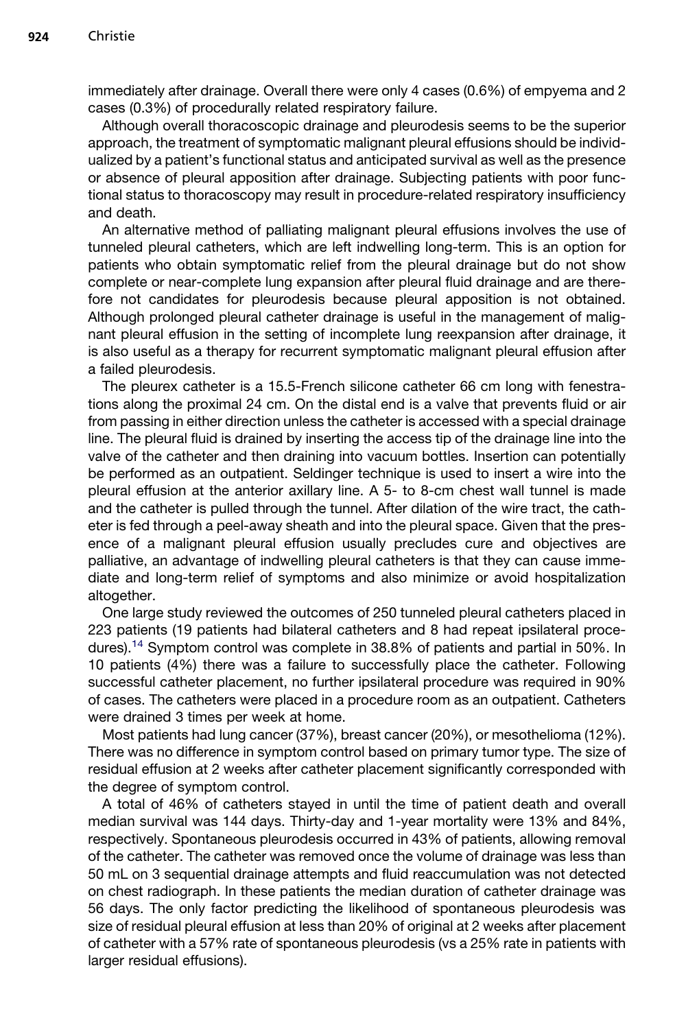immediately after drainage. Overall there were only 4 cases (0.6%) of empyema and 2 cases (0.3%) of procedurally related respiratory failure.

Although overall thoracoscopic drainage and pleurodesis seems to be the superior approach, the treatment of symptomatic malignant pleural effusions should be individualized by a patient's functional status and anticipated survival as well as the presence or absence of pleural apposition after drainage. Subjecting patients with poor functional status to thoracoscopy may result in procedure-related respiratory insufficiency and death.

An alternative method of palliating malignant pleural effusions involves the use of tunneled pleural catheters, which are left indwelling long-term. This is an option for patients who obtain symptomatic relief from the pleural drainage but do not show complete or near-complete lung expansion after pleural fluid drainage and are therefore not candidates for pleurodesis because pleural apposition is not obtained. Although prolonged pleural catheter drainage is useful in the management of malignant pleural effusion in the setting of incomplete lung reexpansion after drainage, it is also useful as a therapy for recurrent symptomatic malignant pleural effusion after a failed pleurodesis.

The pleurex catheter is a 15.5-French silicone catheter 66 cm long with fenestrations along the proximal 24 cm. On the distal end is a valve that prevents fluid or air from passing in either direction unless the catheter is accessed with a special drainage line. The pleural fluid is drained by inserting the access tip of the drainage line into the valve of the catheter and then draining into vacuum bottles. Insertion can potentially be performed as an outpatient. Seldinger technique is used to insert a wire into the pleural effusion at the anterior axillary line. A 5- to 8-cm chest wall tunnel is made and the catheter is pulled through the tunnel. After dilation of the wire tract, the catheter is fed through a peel-away sheath and into the pleural space. Given that the presence of a malignant pleural effusion usually precludes cure and objectives are palliative, an advantage of indwelling pleural catheters is that they can cause immediate and long-term relief of symptoms and also minimize or avoid hospitalization altogether.

One large study reviewed the outcomes of 250 tunneled pleural catheters placed in 223 patients (19 patients had bilateral catheters and 8 had repeat ipsilateral procedures).[14] Symptom control was complete in 38.8% of patients and partial in 50%. In 10 patients (4%) there was a failure to successfully place the catheter. Following successful catheter placement, no further ipsilateral procedure was required in 90% of cases. The catheters were placed in a procedure room as an outpatient. Catheters were drained 3 times per week at home.

Most patients had lung cancer (37%), breast cancer (20%), or mesothelioma (12%). There was no difference in symptom control based on primary tumor type. The size of residual effusion at 2 weeks after catheter placement significantly corresponded with the degree of symptom control.

A total of 46% of catheters stayed in until the time of patient death and overall median survival was 144 days. Thirty-day and 1-year mortality were 13% and 84%, respectively. Spontaneous pleurodesis occurred in 43% of patients, allowing removal of the catheter. The catheter was removed once the volume of drainage was less than 50 mL on 3 sequential drainage attempts and fluid reaccumulation was not detected on chest radiograph. In these patients the median duration of catheter drainage was 56 days. The only factor predicting the likelihood of spontaneous pleurodesis was size of residual pleural effusion at less than 20% of original at 2 weeks after placement of catheter with a 57% rate of spontaneous pleurodesis (vs a 25% rate in patients with larger residual effusions).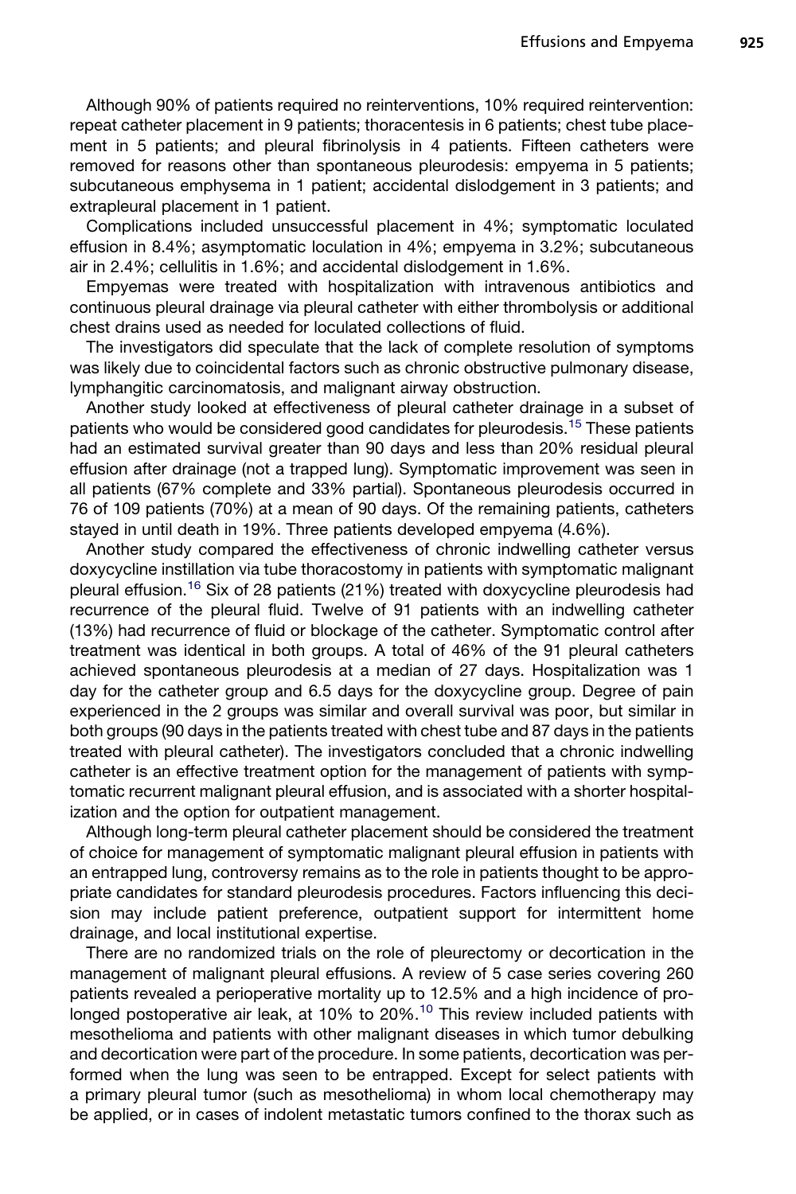Although 90% of patients required no reinterventions, 10% required reintervention: repeat catheter placement in 9 patients; thoracentesis in 6 patients; chest tube placement in 5 patients; and pleural fibrinolysis in 4 patients. Fifteen catheters were removed for reasons other than spontaneous pleurodesis: empyema in 5 patients; subcutaneous emphysema in 1 patient; accidental dislodgement in 3 patients; and extrapleural placement in 1 patient.

Complications included unsuccessful placement in 4%; symptomatic loculated effusion in 8.4%; asymptomatic loculation in 4%; empyema in 3.2%; subcutaneous air in 2.4%; cellulitis in 1.6%; and accidental dislodgement in 1.6%.

Empyemas were treated with hospitalization with intravenous antibiotics and continuous pleural drainage via pleural catheter with either thrombolysis or additional chest drains used as needed for loculated collections of fluid.

The investigators did speculate that the lack of complete resolution of symptoms was likely due to coincidental factors such as chronic obstructive pulmonary disease, lymphangitic carcinomatosis, and malignant airway obstruction.

Another study looked at effectiveness of pleural catheter drainage in a subset of patients who would be considered good candidates for pleurodesis.[15] These patients had an estimated survival greater than 90 days and less than 20% residual pleural effusion after drainage (not a trapped lung). Symptomatic improvement was seen in all patients (67% complete and 33% partial). Spontaneous pleurodesis occurred in 76 of 109 patients (70%) at a mean of 90 days. Of the remaining patients, catheters stayed in until death in 19%. Three patients developed empyema (4.6%).

Another study compared the effectiveness of chronic indwelling catheter versus doxycycline instillation via tube thoracostomy in patients with symptomatic malignant pleural effusion.[16] Six of 28 patients (21%) treated with doxycycline pleurodesis had recurrence of the pleural fluid. Twelve of 91 patients with an indwelling catheter (13%) had recurrence of fluid or blockage of the catheter. Symptomatic control after treatment was identical in both groups. A total of 46% of the 91 pleural catheters achieved spontaneous pleurodesis at a median of 27 days. Hospitalization was 1 day for the catheter group and 6.5 days for the doxycycline group. Degree of pain experienced in the 2 groups was similar and overall survival was poor, but similar in both groups (90 days in the patients treated with chest tube and 87 days in the patients treated with pleural catheter). The investigators concluded that a chronic indwelling catheter is an effective treatment option for the management of patients with symptomatic recurrent malignant pleural effusion, and is associated with a shorter hospitalization and the option for outpatient management.

Although long-term pleural catheter placement should be considered the treatment of choice for management of symptomatic malignant pleural effusion in patients with an entrapped lung, controversy remains as to the role in patients thought to be appropriate candidates for standard pleurodesis procedures. Factors influencing this decision may include patient preference, outpatient support for intermittent home drainage, and local institutional expertise.

There are no randomized trials on the role of pleurectomy or decortication in the management of malignant pleural effusions. A review of 5 case series covering 260 patients revealed a perioperative mortality up to 12.5% and a high incidence of prolonged postoperative air leak, at 10% to 20%.[10] This review included patients with mesothelioma and patients with other malignant diseases in which tumor debulking and decortication were part of the procedure. In some patients, decortication was performed when the lung was seen to be entrapped. Except for select patients with a primary pleural tumor (such as mesothelioma) in whom local chemotherapy may be applied, or in cases of indolent metastatic tumors confined to the thorax such as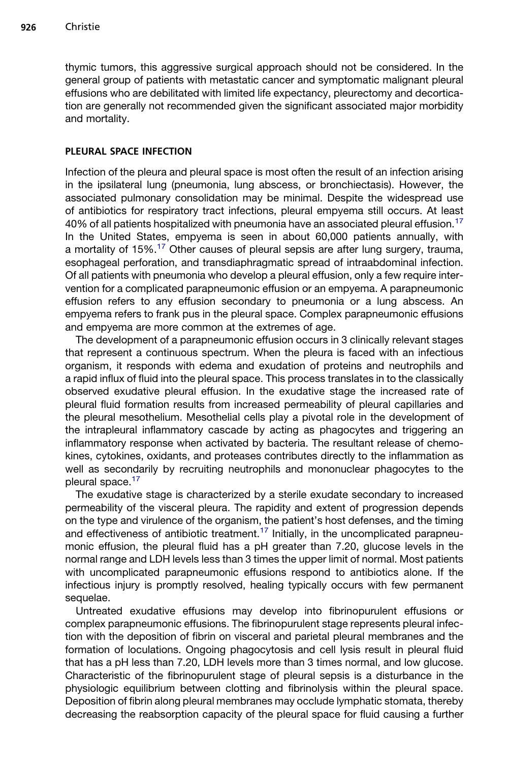thymic tumors, this aggressive surgical approach should not be considered. In the general group of patients with metastatic cancer and symptomatic malignant pleural effusions who are debilitated with limited life expectancy, pleurectomy and decortication are generally not recommended given the significant associated major morbidity and mortality.

## PLEURAL SPACE INFECTION

Infection of the pleura and pleural space is most often the result of an infection arising in the ipsilateral lung (pneumonia, lung abscess, or bronchiectasis). However, the associated pulmonary consolidation may be minimal. Despite the widespread use of antibiotics for respiratory tract infections, pleural empyema still occurs. At least 40% of all patients hospitalized with pneumonia have an associated pleural effusion.[17] In the United States, empyema is seen in about 60,000 patients annually, with a mortality of 15%.[17] Other causes of pleural sepsis are after lung surgery, trauma, esophageal perforation, and transdiaphragmatic spread of intraabdominal infection. Of all patients with pneumonia who develop a pleural effusion, only a few require intervention for a complicated parapneumonic effusion or an empyema. A parapneumonic effusion refers to any effusion secondary to pneumonia or a lung abscess. An empyema refers to frank pus in the pleural space. Complex parapneumonic effusions and empyema are more common at the extremes of age.

The development of a parapneumonic effusion occurs in 3 clinically relevant stages that represent a continuous spectrum. When the pleura is faced with an infectious organism, it responds with edema and exudation of proteins and neutrophils and a rapid influx of fluid into the pleural space. This process translates in to the classically observed exudative pleural effusion. In the exudative stage the increased rate of pleural fluid formation results from increased permeability of pleural capillaries and the pleural mesothelium. Mesothelial cells play a pivotal role in the development of the intrapleural inflammatory cascade by acting as phagocytes and triggering an inflammatory response when activated by bacteria. The resultant release of chemokines, cytokines, oxidants, and proteases contributes directly to the inflammation as well as secondarily by recruiting neutrophils and mononuclear phagocytes to the pleural space.[17]

The exudative stage is characterized by a sterile exudate secondary to increased permeability of the visceral pleura. The rapidity and extent of progression depends on the type and virulence of the organism, the patient's host defenses, and the timing and effectiveness of antibiotic treatment.[17] Initially, in the uncomplicated parapneumonic effusion, the pleural fluid has a pH greater than 7.20, glucose levels in the normal range and LDH levels less than 3 times the upper limit of normal. Most patients with uncomplicated parapneumonic effusions respond to antibiotics alone. If the infectious injury is promptly resolved, healing typically occurs with few permanent sequelae.

Untreated exudative effusions may develop into fibrinopurulent effusions or complex parapneumonic effusions. The fibrinopurulent stage represents pleural infection with the deposition of fibrin on visceral and parietal pleural membranes and the formation of loculations. Ongoing phagocytosis and cell lysis result in pleural fluid that has a pH less than 7.20, LDH levels more than 3 times normal, and low glucose. Characteristic of the fibrinopurulent stage of pleural sepsis is a disturbance in the physiologic equilibrium between clotting and fibrinolysis within the pleural space. Deposition of fibrin along pleural membranes may occlude lymphatic stomata, thereby decreasing the reabsorption capacity of the pleural space for fluid causing a further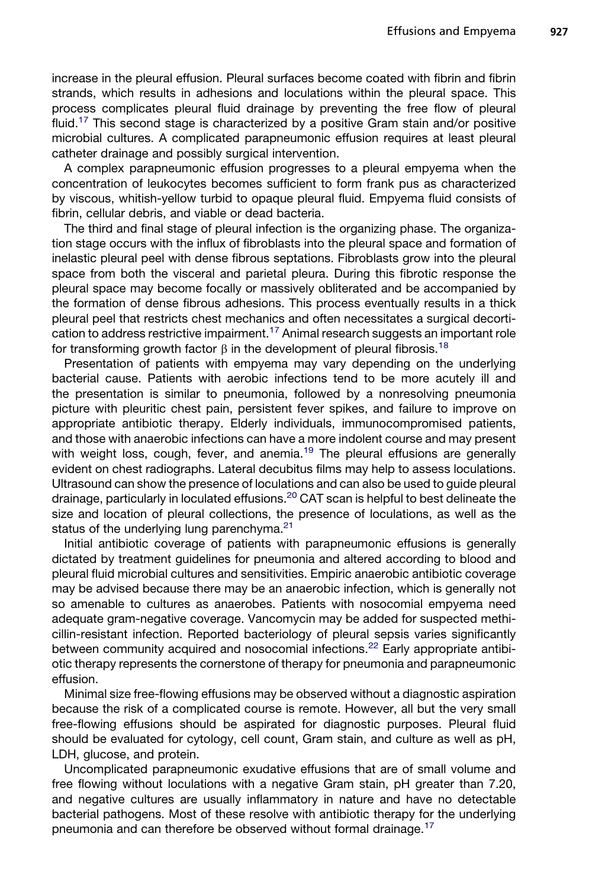increase in the pleural effusion. Pleural surfaces become coated with fibrin and fibrin strands, which results in adhesions and loculations within the pleural space. This process complicates pleural fluid drainage by preventing the free flow of pleural fluid.[17] This second stage is characterized by a positive Gram stain and/or positive microbial cultures. A complicated parapneumonic effusion requires at least pleural catheter drainage and possibly surgical intervention.

A complex parapneumonic effusion progresses to a pleural empyema when the concentration of leukocytes becomes sufficient to form frank pus as characterized by viscous, whitish-yellow turbid to opaque pleural fluid. Empyema fluid consists of fibrin, cellular debris, and viable or dead bacteria.

The third and final stage of pleural infection is the organizing phase. The organization stage occurs with the influx of fibroblasts into the pleural space and formation of inelastic pleural peel with dense fibrous septations. Fibroblasts grow into the pleural space from both the visceral and parietal pleura. During this fibrotic response the pleural space may become focally or massively obliterated and be accompanied by the formation of dense fibrous adhesions. This process eventually results in a thick pleural peel that restricts chest mechanics and often necessitates a surgical decortication to address restrictive impairment.[17] Animal research suggests an important role for transforming growth factor $\beta$ in the development of pleural fibrosis.[18]

Presentation of patients with empyema may vary depending on the underlying bacterial cause. Patients with aerobic infections tend to be more acutely ill and the presentation is similar to pneumonia, followed by a nonresolving pneumonia picture with pleuritic chest pain, persistent fever spikes, and failure to improve on appropriate antibiotic therapy. Elderly individuals, immunocompromised patients, and those with anaerobic infections can have a more indolent course and may present with weight loss, cough, fever, and anemia.[19] The pleural effusions are generally evident on chest radiographs. Lateral decubitus films may help to assess loculations. Ultrasound can show the presence of loculations and can also be used to guide pleural drainage, particularly in loculated effusions.[20] CAT scan is helpful to best delineate the size and location of pleural collections, the presence of loculations, as well as the status of the underlying lung parenchyma.[21]

Initial antibiotic coverage of patients with parapneumonic effusions is generally dictated by treatment guidelines for pneumonia and altered according to blood and pleural fluid microbial cultures and sensitivities. Empiric anaerobic antibiotic coverage may be advised because there may be an anaerobic infection, which is generally not so amenable to cultures as anaerobes. Patients with nosocomial empyema need adequate gram-negative coverage. Vancomycin may be added for suspected methicillin-resistant infection. Reported bacteriology of pleural sepsis varies significantly between community acquired and nosocomial infections.[22] Early appropriate antibiotic therapy represents the cornerstone of therapy for pneumonia and parapneumonic effusion.

Minimal size free-flowing effusions may be observed without a diagnostic aspiration because the risk of a complicated course is remote. However, all but the very small free-flowing effusions should be aspirated for diagnostic purposes. Pleural fluid should be evaluated for cytology, cell count, Gram stain, and culture as well as pH, LDH, glucose, and protein.

Uncomplicated parapneumonic exudative effusions that are of small volume and free flowing without loculations with a negative Gram stain, pH greater than 7.20, and negative cultures are usually inflammatory in nature and have no detectable bacterial pathogens. Most of these resolve with antibiotic therapy for the underlying pneumonia and can therefore be observed without formal drainage.[17]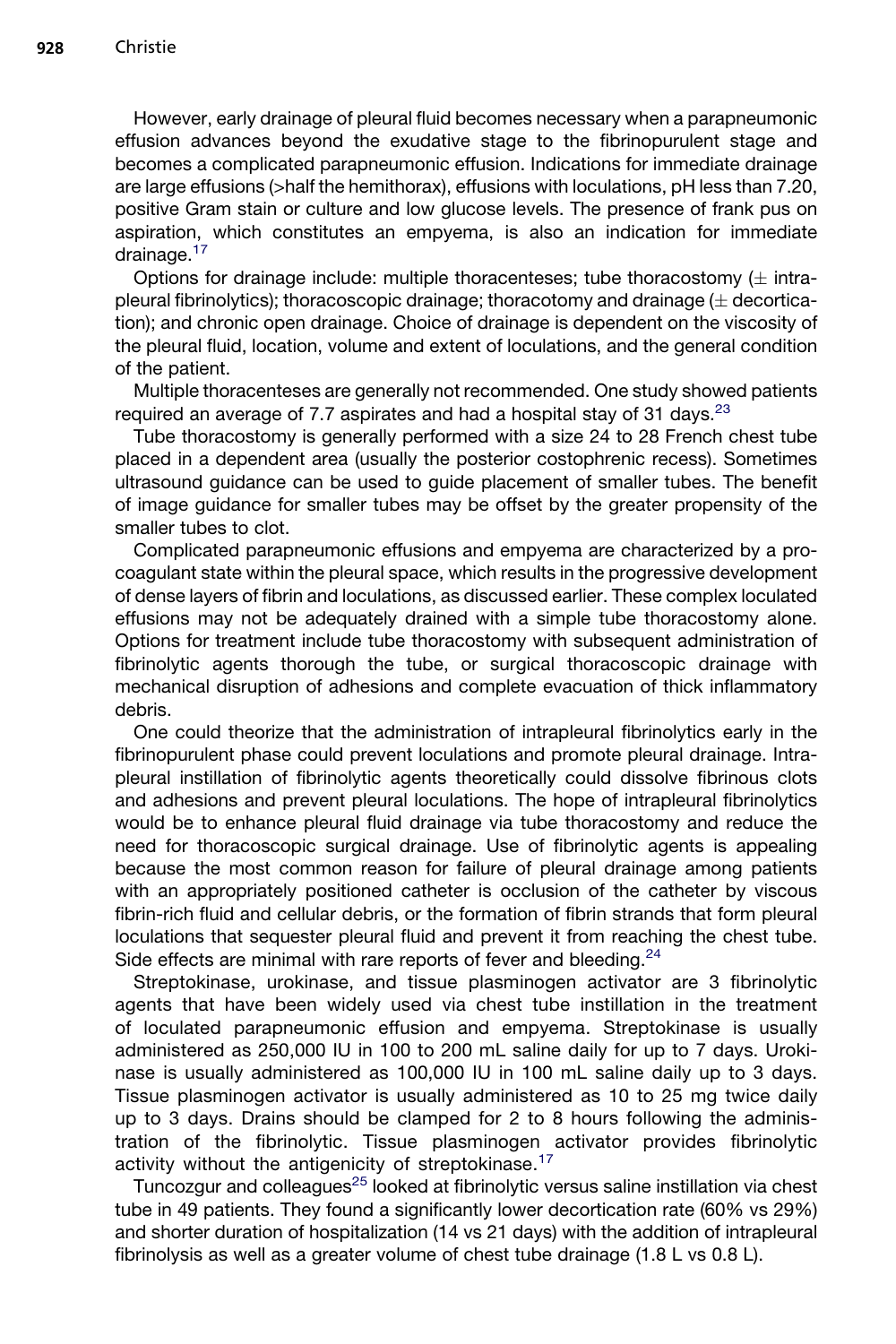However, early drainage of pleural fluid becomes necessary when a parapneumonic effusion advances beyond the exudative stage to the fibrinopurulent stage and becomes a complicated parapneumonic effusion. Indications for immediate drainage are large effusions (>half the hemithorax), effusions with loculations, pH less than 7.20, positive Gram stain or culture and low glucose levels. The presence of frank pus on aspiration, which constitutes an empyema, is also an indication for immediate drainage.[17]

Options for drainage include: multiple thoracenteses; tube thoracostomy (± intrapleural fibrinolytics); thoracoscopic drainage; thoracotomy and drainage (± decortication); and chronic open drainage. Choice of drainage is dependent on the viscosity of the pleural fluid, location, volume and extent of loculations, and the general condition of the patient.

Multiple thoracenteses are generally not recommended. One study showed patients required an average of 7.7 aspirates and had a hospital stay of 31 days.[23]

Tube thoracostomy is generally performed with a size 24 to 28 French chest tube placed in a dependent area (usually the posterior costophrenic recess). Sometimes ultrasound guidance can be used to guide placement of smaller tubes. The benefit of image guidance for smaller tubes may be offset by the greater propensity of the smaller tubes to clot.

Complicated parapneumonic effusions and empyema are characterized by a procoagulant state within the pleural space, which results in the progressive development of dense layers of fibrin and loculations, as discussed earlier. These complex loculated effusions may not be adequately drained with a simple tube thoracostomy alone. Options for treatment include tube thoracostomy with subsequent administration of fibrinolytic agents thorough the tube, or surgical thoracoscopic drainage with mechanical disruption of adhesions and complete evacuation of thick inflammatory debris.

One could theorize that the administration of intrapleural fibrinolytics early in the fibrinopurulent phase could prevent loculations and promote pleural drainage. Intrapleural instillation of fibrinolytic agents theoretically could dissolve fibrinous clots and adhesions and prevent pleural loculations. The hope of intrapleural fibrinolytics would be to enhance pleural fluid drainage via tube thoracostomy and reduce the need for thoracoscopic surgical drainage. Use of fibrinolytic agents is appealing because the most common reason for failure of pleural drainage among patients with an appropriately positioned catheter is occlusion of the catheter by viscous fibrin-rich fluid and cellular debris, or the formation of fibrin strands that form pleural loculations that sequester pleural fluid and prevent it from reaching the chest tube. Side effects are minimal with rare reports of fever and bleeding.[24]

Streptokinase, urokinase, and tissue plasminogen activator are 3 fibrinolytic agents that have been widely used via chest tube instillation in the treatment of loculated parapneumonic effusion and empyema. Streptokinase is usually administered as 250,000 IU in 100 to 200 mL saline daily for up to 7 days. Urokinase is usually administered as 100,000 IU in 100 mL saline daily up to 3 days. Tissue plasminogen activator is usually administered as 10 to 25 mg twice daily up to 3 days. Drains should be clamped for 2 to 8 hours following the administration of the fibrinolytic. Tissue plasminogen activator provides fibrinolytic activity without the antigenicity of streptokinase.[17]

Tuncozgur and colleagues[25] looked at fibrinolytic versus saline instillation via chest tube in 49 patients. They found a significantly lower decortication rate (60% vs 29%) and shorter duration of hospitalization (14 vs 21 days) with the addition of intrapleural fibrinolysis as well as a greater volume of chest tube drainage (1.8 L vs 0.8 L).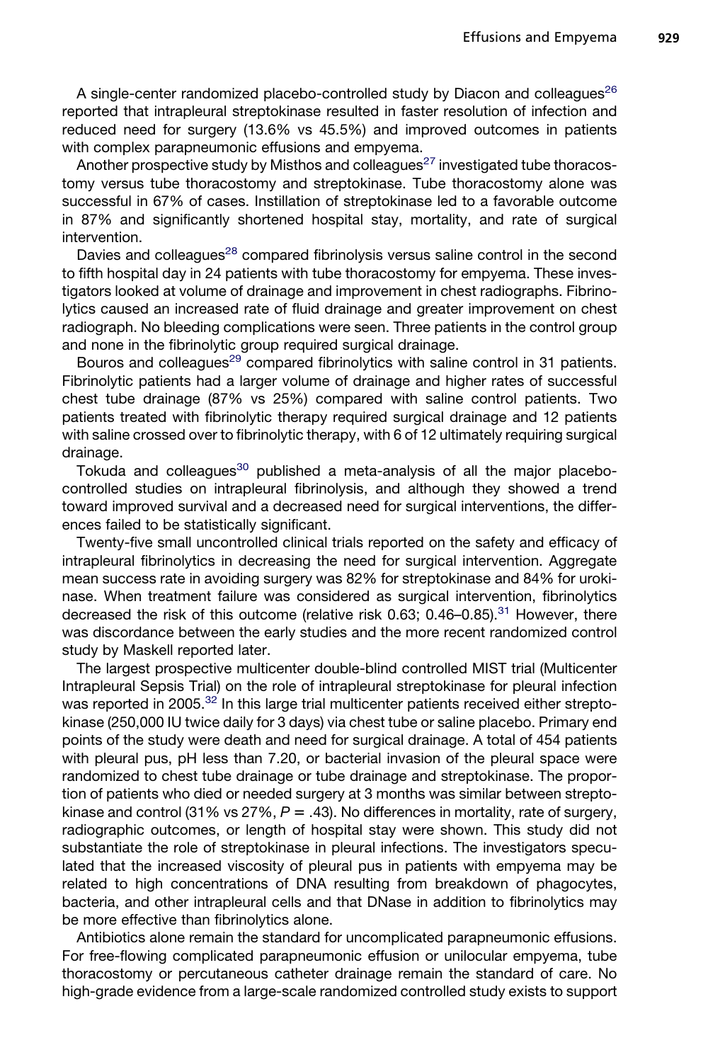A single-center randomized placebo-controlled study by Diacon and colleagues[26] reported that intrapleural streptokinase resulted in faster resolution of infection and reduced need for surgery (13.6% vs 45.5%) and improved outcomes in patients with complex parapneumonic effusions and empyema.

Another prospective study by Misthos and colleagues[27] investigated tube thoracostomy versus tube thoracostomy and streptokinase. Tube thoracostomy alone was successful in 67% of cases. Instillation of streptokinase led to a favorable outcome in 87% and significantly shortened hospital stay, mortality, and rate of surgical intervention.

Davies and colleagues[28] compared fibrinolysis versus saline control in the second to fifth hospital day in 24 patients with tube thoracostomy for empyema. These investigators looked at volume of drainage and improvement in chest radiographs. Fibrinolytics caused an increased rate of fluid drainage and greater improvement on chest radiograph. No bleeding complications were seen. Three patients in the control group and none in the fibrinolytic group required surgical drainage.

Bouros and colleagues[29] compared fibrinolytics with saline control in 31 patients. Fibrinolytic patients had a larger volume of drainage and higher rates of successful chest tube drainage (87% vs 25%) compared with saline control patients. Two patients treated with fibrinolytic therapy required surgical drainage and 12 patients with saline crossed over to fibrinolytic therapy, with 6 of 12 ultimately requiring surgical drainage.

Tokuda and colleagues[30] published a meta-analysis of all the major placebo-controlled studies on intrapleural fibrinolysis, and although they showed a trend toward improved survival and a decreased need for surgical interventions, the differences failed to be statistically significant.

Twenty-five small uncontrolled clinical trials reported on the safety and efficacy of intrapleural fibrinolytics in decreasing the need for surgical intervention. Aggregate mean success rate in avoiding surgery was 82% for streptokinase and 84% for urokinase. When treatment failure was considered as surgical intervention, fibrinolytics decreased the risk of this outcome (relative risk 0.63; 0.46–0.85).[31] However, there was discordance between the early studies and the more recent randomized control study by Maskell reported later.

The largest prospective multicenter double-blind controlled MIST trial (Multicenter Intrapleural Sepsis Trial) on the role of intrapleural streptokinase for pleural infection was reported in 2005.[32] In this large trial multicenter patients received either streptokinase (250,000 IU twice daily for 3 days) via chest tube or saline placebo. Primary end points of the study were death and need for surgical drainage. A total of 454 patients with pleural pus, pH less than 7.20, or bacterial invasion of the pleural space were randomized to chest tube drainage or tube drainage and streptokinase. The proportion of patients who died or needed surgery at 3 months was similar between streptokinase and control (31% vs 27%, $P = .43$). No differences in mortality, rate of surgery, radiographic outcomes, or length of hospital stay were shown. This study did not substantiate the role of streptokinase in pleural infections. The investigators speculated that the increased viscosity of pleural pus in patients with empyema may be related to high concentrations of DNA resulting from breakdown of phagocytes, bacteria, and other intrapleural cells and that DNase in addition to fibrinolytics may be more effective than fibrinolytics alone.

Antibiotics alone remain the standard for uncomplicated parapneumonic effusions. For free-flowing complicated parapneumonic effusion or unilocular empyema, tube thoracostomy or percutaneous catheter drainage remain the standard of care. No high-grade evidence from a large-scale randomized controlled study exists to support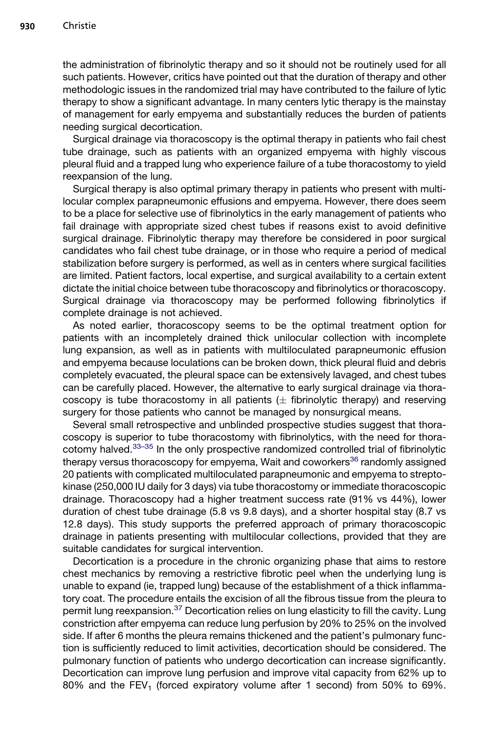the administration of fibrinolytic therapy and so it should not be routinely used for all such patients. However, critics have pointed out that the duration of therapy and other methodologic issues in the randomized trial may have contributed to the failure of lytic therapy to show a significant advantage. In many centers lytic therapy is the mainstay of management for early empyema and substantially reduces the burden of patients needing surgical decortication.

Surgical drainage via thoracoscopy is the optimal therapy in patients who fail chest tube drainage, such as patients with an organized empyema with highly viscous pleural fluid and a trapped lung who experience failure of a tube thoracostomy to yield reexpansion of the lung.

Surgical therapy is also optimal primary therapy in patients who present with multilocular complex parapneumonic effusions and empyema. However, there does seem to be a place for selective use of fibrinolytics in the early management of patients who fail drainage with appropriate sized chest tubes if reasons exist to avoid definitive surgical drainage. Fibrinolytic therapy may therefore be considered in poor surgical candidates who fail chest tube drainage, or in those who require a period of medical stabilization before surgery is performed, as well as in centers where surgical facilities are limited. Patient factors, local expertise, and surgical availability to a certain extent dictate the initial choice between tube thoracoscopy and fibrinolytics or thoracoscopy. Surgical drainage via thoracoscopy may be performed following fibrinolytics if complete drainage is not achieved.

As noted earlier, thoracoscopy seems to be the optimal treatment option for patients with an incompletely drained thick unilocular collection with incomplete lung expansion, as well as in patients with multiloculated parapneumonic effusion and empyema because loculations can be broken down, thick pleural fluid and debris completely evacuated, the pleural space can be extensively lavaged, and chest tubes can be carefully placed. However, the alternative to early surgical drainage via thoracoscopy is tube thoracostomy in all patients (± fibrinolytic therapy) and reserving surgery for those patients who cannot be managed by nonsurgical means.

Several small retrospective and unblinded prospective studies suggest that thoracoscopy is superior to tube thoracostomy with fibrinolytics, with the need for thoracotomy halved.[33–35] In the only prospective randomized controlled trial of fibrinolytic therapy versus thoracoscopy for empyema, Wait and coworkers[36] randomly assigned 20 patients with complicated multiloculated parapneumonic and empyema to streptokinase (250,000 IU daily for 3 days) via tube thoracostomy or immediate thoracoscopic drainage. Thoracoscopy had a higher treatment success rate (91% vs 44%), lower duration of chest tube drainage (5.8 vs 9.8 days), and a shorter hospital stay (8.7 vs 12.8 days). This study supports the preferred approach of primary thoracoscopic drainage in patients presenting with multilocular collections, provided that they are suitable candidates for surgical intervention.

Decortication is a procedure in the chronic organizing phase that aims to restore chest mechanics by removing a restrictive fibrotic peel when the underlying lung is unable to expand (ie, trapped lung) because of the establishment of a thick inflammatory coat. The procedure entails the excision of all the fibrous tissue from the pleura to permit lung reexpansion.[37] Decortication relies on lung elasticity to fill the cavity. Lung constriction after empyema can reduce lung perfusion by 20% to 25% on the involved side. If after 6 months the pleura remains thickened and the patient's pulmonary function is sufficiently reduced to limit activities, decortication should be considered. The pulmonary function of patients who undergo decortication can increase significantly. Decortication can improve lung perfusion and improve vital capacity from 62% up to 80% and the $FEV_1$ (forced expiratory volume after 1 second) from 50% to 69%.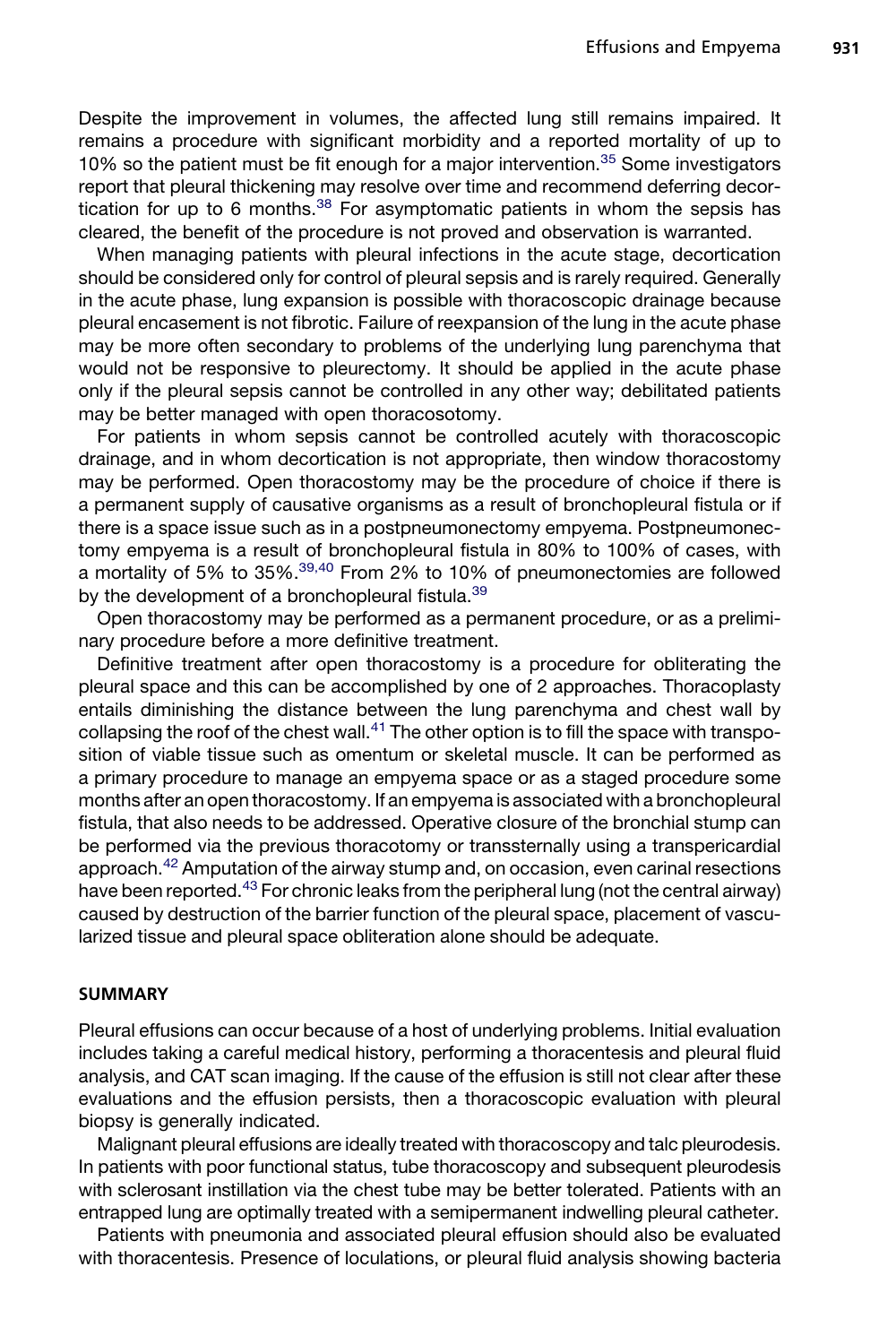Despite the improvement in volumes, the affected lung still remains impaired. It remains a procedure with significant morbidity and a reported mortality of up to 10% so the patient must be fit enough for a major intervention.[35] Some investigators report that pleural thickening may resolve over time and recommend deferring decortication for up to 6 months.[38] For asymptomatic patients in whom the sepsis has cleared, the benefit of the procedure is not proved and observation is warranted.

When managing patients with pleural infections in the acute stage, decortication should be considered only for control of pleural sepsis and is rarely required. Generally in the acute phase, lung expansion is possible with thoracoscopic drainage because pleural encasement is not fibrotic. Failure of reexpansion of the lung in the acute phase may be more often secondary to problems of the underlying lung parenchyma that would not be responsive to pleurectomy. It should be applied in the acute phase only if the pleural sepsis cannot be controlled in any other way; debilitated patients may be better managed with open thoracosotomy.

For patients in whom sepsis cannot be controlled acutely with thoracoscopic drainage, and in whom decortication is not appropriate, then window thoracostomy may be performed. Open thoracostomy may be the procedure of choice if there is a permanent supply of causative organisms as a result of bronchopleural fistula or if there is a space issue such as in a postpneumonectomy empyema. Postpneumonectomy empyema is a result of bronchopleural fistula in 80% to 100% of cases, with a mortality of 5% to 35%.[39,40] From 2% to 10% of pneumonectomies are followed by the development of a bronchopleural fistula.[39]

Open thoracostomy may be performed as a permanent procedure, or as a preliminary procedure before a more definitive treatment.

Definitive treatment after open thoracostomy is a procedure for obliterating the pleural space and this can be accomplished by one of 2 approaches. Thoracoplasty entails diminishing the distance between the lung parenchyma and chest wall by collapsing the roof of the chest wall.[41] The other option is to fill the space with transposition of viable tissue such as omentum or skeletal muscle. It can be performed as a primary procedure to manage an empyema space or as a staged procedure some months after an open thoracostomy. If an empyema is associated with a bronchopleural fistula, that also needs to be addressed. Operative closure of the bronchial stump can be performed via the previous thoracotomy or transsternally using a transpericardial approach.[42] Amputation of the airway stump and, on occasion, even carinal resections have been reported.[43] For chronic leaks from the peripheral lung (not the central airway) caused by destruction of the barrier function of the pleural space, placement of vascularized tissue and pleural space obliteration alone should be adequate.

## SUMMARY

Pleural effusions can occur because of a host of underlying problems. Initial evaluation includes taking a careful medical history, performing a thoracentesis and pleural fluid analysis, and CAT scan imaging. If the cause of the effusion is still not clear after these evaluations and the effusion persists, then a thoracoscopic evaluation with pleural biopsy is generally indicated.

Malignant pleural effusions are ideally treated with thoracoscopy and talc pleurodesis. In patients with poor functional status, tube thoracoscopy and subsequent pleurodesis with sclerosant instillation via the chest tube may be better tolerated. Patients with an entrapped lung are optimally treated with a semipermanent indwelling pleural catheter.

Patients with pneumonia and associated pleural effusion should also be evaluated with thoracentesis. Presence of loculations, or pleural fluid analysis showing bacteria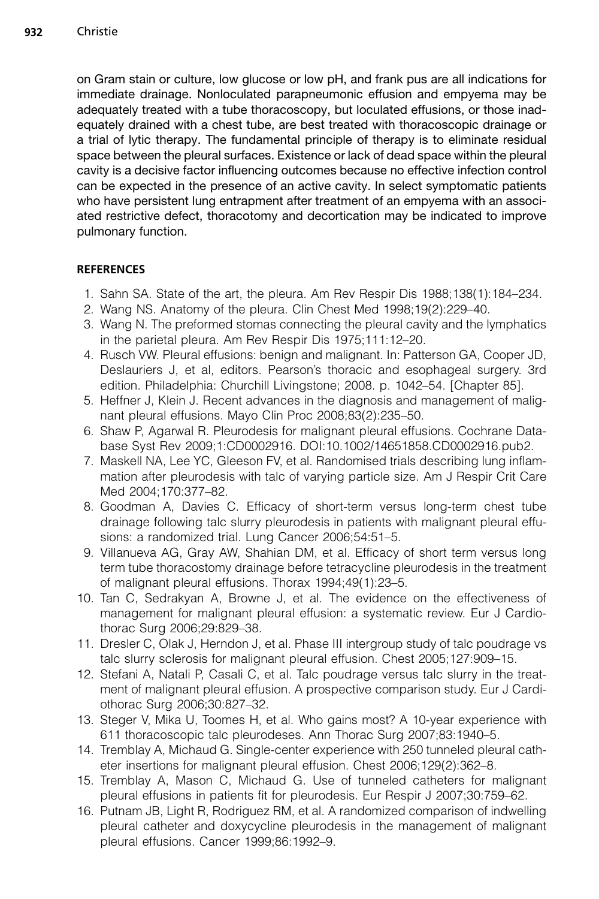on Gram stain or culture, low glucose or low pH, and frank pus are all indications for immediate drainage. Nonloculated parapneumonic effusion and empyema may be adequately treated with a tube thoracoscopy, but loculated effusions, or those inadequately drained with a chest tube, are best treated with thoracoscopic drainage or a trial of lytic therapy. The fundamental principle of therapy is to eliminate residual space between the pleural surfaces. Existence or lack of dead space within the pleural cavity is a decisive factor influencing outcomes because no effective infection control can be expected in the presence of an active cavity. In select symptomatic patients who have persistent lung entrapment after treatment of an empyema with an associated restrictive defect, thoracotomy and decortication may be indicated to improve pulmonary function.

## REFERENCES

1. Sahn SA. State of the art, the pleura. Am Rev Respir Dis 1988;138(1):184–234.
2. Wang NS. Anatomy of the pleura. Clin Chest Med 1998;19(2):229–40.
3. Wang N. The preformed stomas connecting the pleural cavity and the lymphatics in the parietal pleura. Am Rev Respir Dis 1975;111:12–20.
4. Rusch VW. Pleural effusions: benign and malignant. In: Patterson GA, Cooper JD, Deslauriers J, et al, editors. Pearson's thoracic and esophageal surgery. 3rd edition. Philadelphia: Churchill Livingstone; 2008. p. 1042–54. [Chapter 85].
5. Heffner J, Klein J. Recent advances in the diagnosis and management of malignant pleural effusions. Mayo Clin Proc 2008;83(2):235–50.
6. Shaw P, Agarwal R. Pleurodesis for malignant pleural effusions. Cochrane Database Syst Rev 2009;1:CD0002916. DOI:10.1002/14651858.CD0002916.pub2.
7. Maskell NA, Lee YC, Gleeson FV, et al. Randomised trials describing lung inflammation after pleurodesis with talc of varying particle size. Am J Respir Crit Care Med 2004;170:377–82.
8. Goodman A, Davies C. Efficacy of short-term versus long-term chest tube drainage following talc slurry pleurodesis in patients with malignant pleural effusions: a randomized trial. Lung Cancer 2006;54:51–5.
9. Villanueva AG, Gray AW, Shahian DM, et al. Efficacy of short term versus long term tube thoracostomy drainage before tetracycline pleurodesis in the treatment of malignant pleural effusions. Thorax 1994;49(1):23–5.
10. Tan C, Sedrakyan A, Browne J, et al. The evidence on the effectiveness of management for malignant pleural effusion: a systematic review. Eur J Cardiothorac Surg 2006;29:829–38.
11. Dresler C, Olak J, Herndon J, et al. Phase III intergroup study of talc poudrage vs talc slurry sclerosis for malignant pleural effusion. Chest 2005;127:909–15.
12. Stefani A, Natali P, Casali C, et al. Talc poudrage versus talc slurry in the treatment of malignant pleural effusion. A prospective comparison study. Eur J Cardiothorac Surg 2006;30:827–32.
13. Steger V, Mika U, Toomes H, et al. Who gains most? A 10-year experience with 611 thoracoscopic talc pleurodeses. Ann Thorac Surg 2007;83:1940–5.
14. Tremblay A, Michaud G. Single-center experience with 250 tunneled pleural catheter insertions for malignant pleural effusion. Chest 2006;129(2):362–8.
15. Tremblay A, Mason C, Michaud G. Use of tunneled catheters for malignant pleural effusions in patients fit for pleurodesis. Eur Respir J 2007;30:759–62.
16. Putnam JB, Light R, Rodriguez RM, et al. A randomized comparison of indwelling pleural catheter and doxycycline pleurodesis in the management of malignant pleural effusions. Cancer 1999;86:1992–9.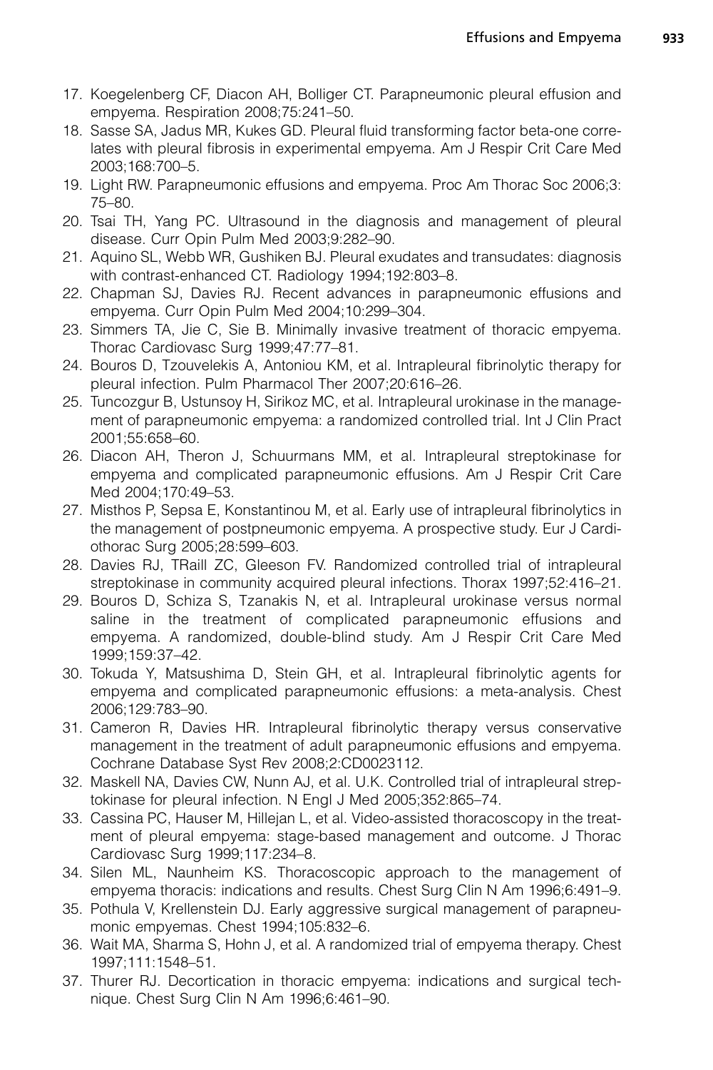17. Koegelenberg CF, Diacon AH, Bolliger CT. Parapneumonic pleural effusion and empyema. Respiration 2008;75:241–50.
18. Sasse SA, Jadus MR, Kukes GD. Pleural fluid transforming factor beta-one correlates with pleural fibrosis in experimental empyema. Am J Respir Crit Care Med 2003;168:700–5.
19. Light RW. Parapneumonic effusions and empyema. Proc Am Thorac Soc 2006;3: 75–80.
20. Tsai TH, Yang PC. Ultrasound in the diagnosis and management of pleural disease. Curr Opin Pulm Med 2003;9:282–90.
21. Aquino SL, Webb WR, Gushiken BJ. Pleural exudates and transudates: diagnosis with contrast-enhanced CT. Radiology 1994;192:803–8.
22. Chapman SJ, Davies RJ. Recent advances in parapneumonic effusions and empyema. Curr Opin Pulm Med 2004;10:299–304.
23. Simmers TA, Jie C, Sie B. Minimally invasive treatment of thoracic empyema. Thorac Cardiovasc Surg 1999;47:77–81.
24. Bouros D, Tzouvelekis A, Antoniou KM, et al. Intrapleural fibrinolytic therapy for pleural infection. Pulm Pharmacol Ther 2007;20:616–26.
25. Tuncozgur B, Ustunsoy H, Sirikoz MC, et al. Intrapleural urokinase in the management of parapneumonic empyema: a randomized controlled trial. Int J Clin Pract 2001;55:658–60.
26. Diacon AH, Theron J, Schuurmans MM, et al. Intrapleural streptokinase for empyema and complicated parapneumonic effusions. Am J Respir Crit Care Med 2004;170:49–53.
27. Misthos P, Sepsa E, Konstantinou M, et al. Early use of intrapleural fibrinolytics in the management of postpneumonic empyema. A prospective study. Eur J Cardiothorac Surg 2005;28:599–603.
28. Davies RJ, TRaill ZC, Gleeson FV. Randomized controlled trial of intrapleural streptokinase in community acquired pleural infections. Thorax 1997;52:416–21.
29. Bouros D, Schiza S, Tzanakis N, et al. Intrapleural urokinase versus normal saline in the treatment of complicated parapneumonic effusions and empyema. A randomized, double-blind study. Am J Respir Crit Care Med 1999;159:37–42.
30. Tokuda Y, Matsushima D, Stein GH, et al. Intrapleural fibrinolytic agents for empyema and complicated parapneumonic effusions: a meta-analysis. Chest 2006;129:783–90.
31. Cameron R, Davies HR. Intrapleural fibrinolytic therapy versus conservative management in the treatment of adult parapneumonic effusions and empyema. Cochrane Database Syst Rev 2008;2:CD0023112.
32. Maskell NA, Davies CW, Nunn AJ, et al. U.K. Controlled trial of intrapleural streptokinase for pleural infection. N Engl J Med 2005;352:865–74.
33. Cassina PC, Hauser M, Hillejan L, et al. Video-assisted thoracoscopy in the treatment of pleural empyema: stage-based management and outcome. J Thorac Cardiovasc Surg 1999;117:234–8.
34. Silen ML, Naunheim KS. Thoracoscopic approach to the management of empyema thoracis: indications and results. Chest Surg Clin N Am 1996;6:491–9.
35. Pothula V, Krellenstein DJ. Early aggressive surgical management of parapneumonic empyemas. Chest 1994;105:832–6.
36. Wait MA, Sharma S, Hohn J, et al. A randomized trial of empyema therapy. Chest 1997;111:1548–51.
37. Thurer RJ. Decortication in thoracic empyema: indications and surgical technique. Chest Surg Clin N Am 1996;6:461–90.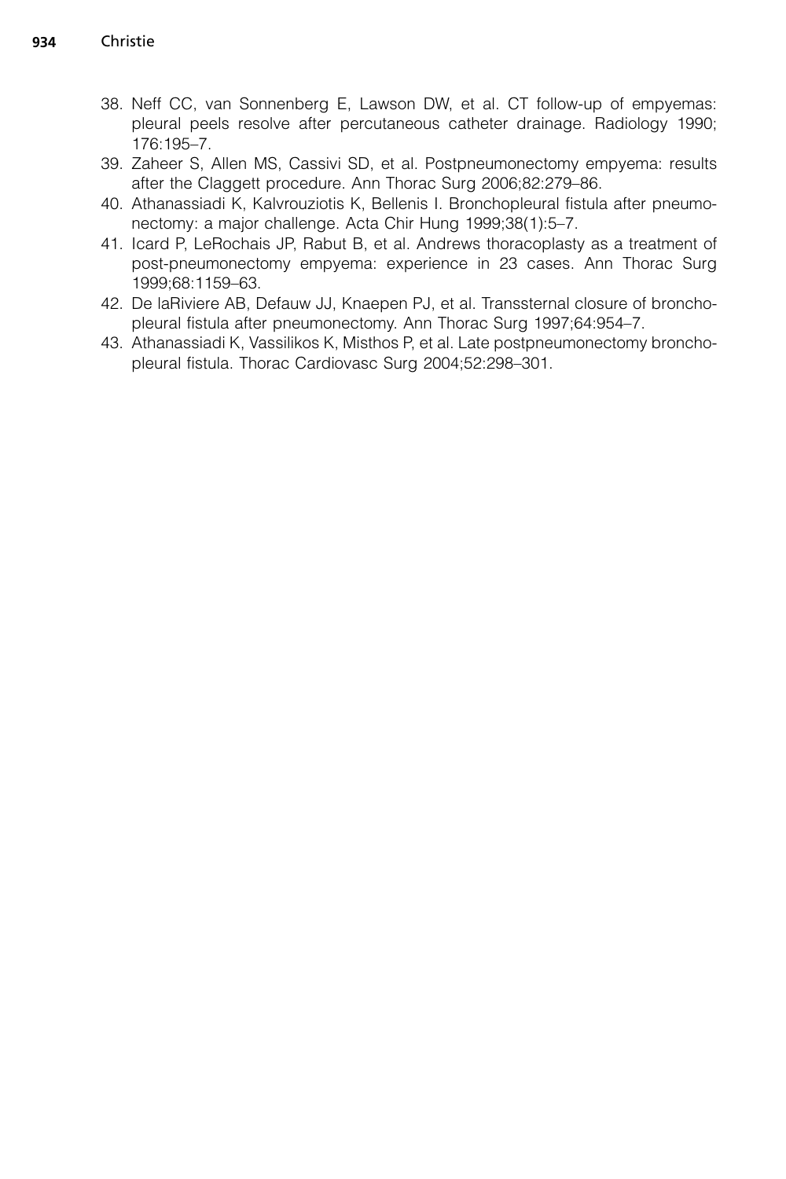38. Neff CC, van Sonnenberg E, Lawson DW, et al. CT follow-up of empyemas: pleural peels resolve after percutaneous catheter drainage. Radiology 1990; 176:195–7.
39. Zaheer S, Allen MS, Cassivi SD, et al. Postpneumonectomy empyema: results after the Claggett procedure. Ann Thorac Surg 2006;82:279–86.
40. Athanassiadi K, Kalvrouziotis K, Bellenis I. Bronchopleural fistula after pneumonectomy: a major challenge. Acta Chir Hung 1999;38(1):5–7.
41. Icard P, LeRochais JP, Rabut B, et al. Andrews thoracoplasty as a treatment of post-pneumonectomy empyema: experience in 23 cases. Ann Thorac Surg 1999;68:1159–63.
42. De laRiviere AB, Defauw JJ, Knaepen PJ, et al. Transsternal closure of bronchopleural fistula after pneumonectomy. Ann Thorac Surg 1997;64:954–7.
43. Athanassiadi K, Vassilikos K, Misthos P, et al. Late postpneumonectomy bronchopleural fistula. Thorac Cardiovasc Surg 2004;52:298–301.